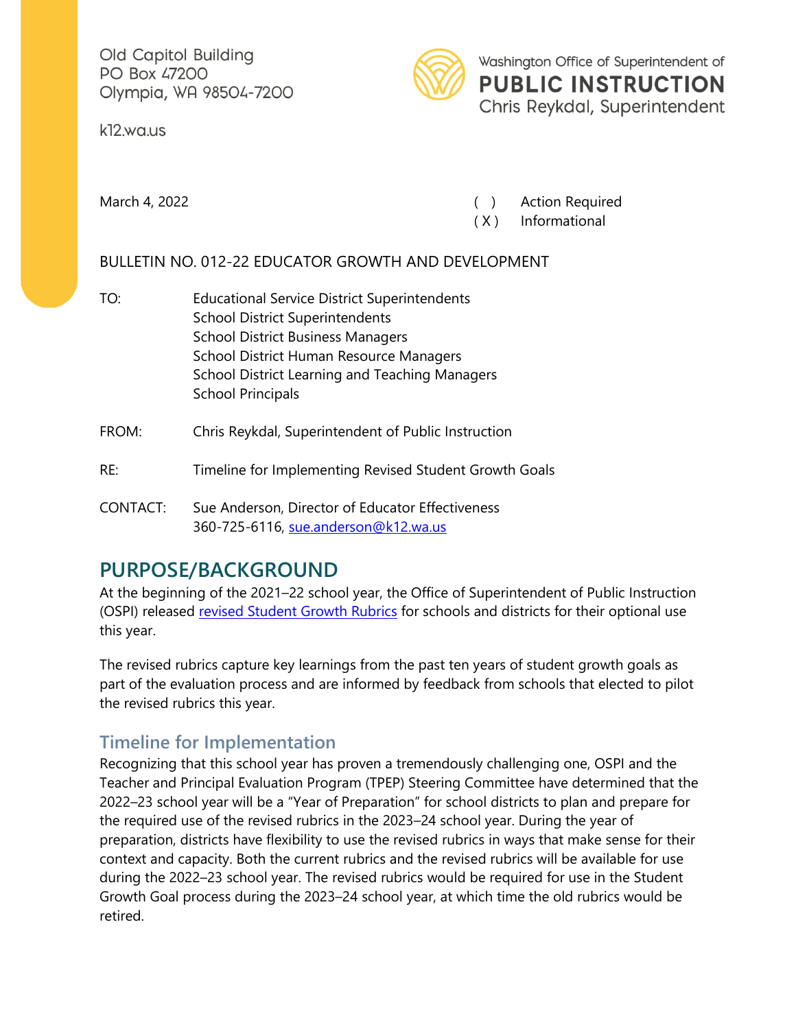Old Capitol Building
PO Box 47200
Olympia, WA 98504-7200

k12.wa.us

Washington Office of Superintendent of
**PUBLIC INSTRUCTION**
Chris Reykdal, Superintendent

March 4, 2022

( ) Action Required
( X ) Informational

BULLETIN NO. 012-22 EDUCATOR GROWTH AND DEVELOPMENT

TO: Educational Service District Superintendents
School District Superintendents
School District Business Managers
School District Human Resource Managers
School District Learning and Teaching Managers
School Principals

FROM: Chris Reykdal, Superintendent of Public Instruction

RE: Timeline for Implementing Revised Student Growth Goals

CONTACT: Sue Anderson, Director of Educator Effectiveness
360-725-6116, sue.anderson@k12.wa.us

## PURPOSE/BACKGROUND

At the beginning of the 2021–22 school year, the Office of Superintendent of Public Instruction (OSPI) released revised Student Growth Rubrics for schools and districts for their optional use this year.

The revised rubrics capture key learnings from the past ten years of student growth goals as part of the evaluation process and are informed by feedback from schools that elected to pilot the revised rubrics this year.

### Timeline for Implementation

Recognizing that this school year has proven a tremendously challenging one, OSPI and the Teacher and Principal Evaluation Program (TPEP) Steering Committee have determined that the 2022–23 school year will be a "Year of Preparation" for school districts to plan and prepare for the required use of the revised rubrics in the 2023–24 school year. During the year of preparation, districts have flexibility to use the revised rubrics in ways that make sense for their context and capacity. Both the current rubrics and the revised rubrics will be available for use during the 2022–23 school year. The revised rubrics would be required for use in the Student Growth Goal process during the 2023–24 school year, at which time the old rubrics would be retired.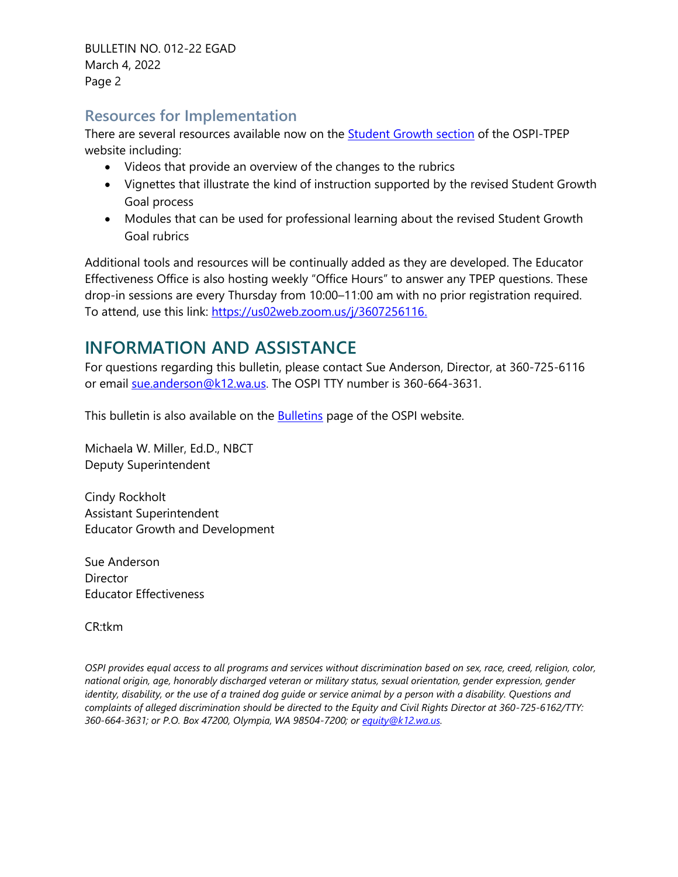## Resources for Implementation

There are several resources available now on the Student Growth section of the OSPI-TPEP website including:

- Videos that provide an overview of the changes to the rubrics
- Vignettes that illustrate the kind of instruction supported by the revised Student Growth Goal process
- Modules that can be used for professional learning about the revised Student Growth Goal rubrics

Additional tools and resources will be continually added as they are developed. The Educator Effectiveness Office is also hosting weekly "Office Hours" to answer any TPEP questions. These drop-in sessions are every Thursday from 10:00–11:00 am with no prior registration required. To attend, use this link: https://us02web.zoom.us/j/3607256116.

# INFORMATION AND ASSISTANCE

For questions regarding this bulletin, please contact Sue Anderson, Director, at 360-725-6116 or email sue.anderson@k12.wa.us. The OSPI TTY number is 360-664-3631.

This bulletin is also available on the Bulletins page of the OSPI website.

Michaela W. Miller, Ed.D., NBCT
Deputy Superintendent

Cindy Rockholt
Assistant Superintendent
Educator Growth and Development

Sue Anderson
Director
Educator Effectiveness

CR:tkm

*OSPI provides equal access to all programs and services without discrimination based on sex, race, creed, religion, color, national origin, age, honorably discharged veteran or military status, sexual orientation, gender expression, gender identity, disability, or the use of a trained dog guide or service animal by a person with a disability. Questions and complaints of alleged discrimination should be directed to the Equity and Civil Rights Director at 360-725-6162/TTY: 360-664-3631; or P.O. Box 47200, Olympia, WA 98504-7200; or equity@k12.wa.us.*